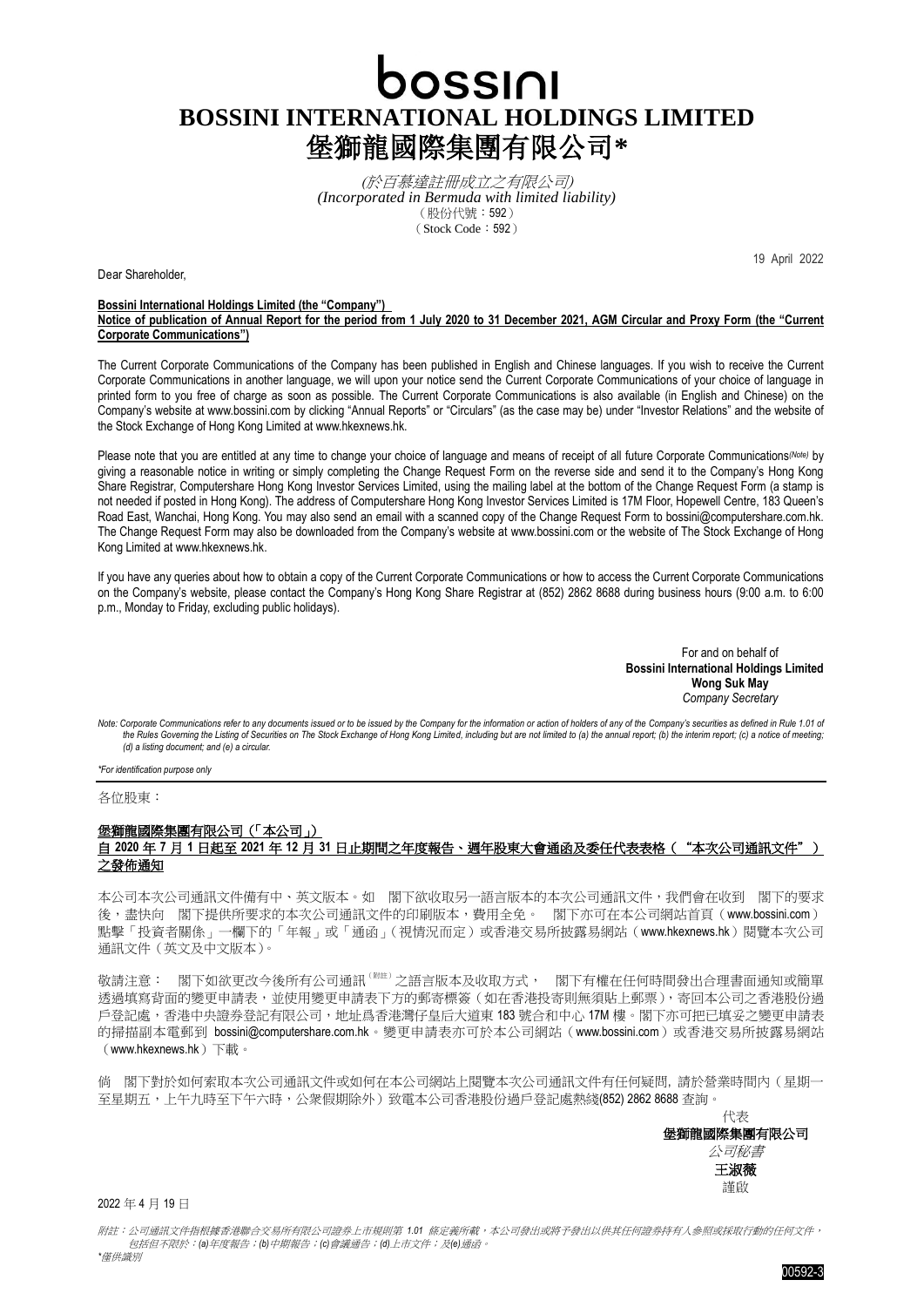# bossini

# BOSSINI INTERNATIONAL HOLDINGS LIMITED

# 堡獅龍國際集團有限公司*

*(於百慕達註冊成立之有限公司)*
*(Incorporated in Bermuda with limited liability)*
（股份代號：592）
（Stock Code：592）

19 April 2022

Dear Shareholder,

**Bossini International Holdings Limited (the "Company")**
**Notice of publication of Annual Report for the period from 1 July 2020 to 31 December 2021, AGM Circular and Proxy Form (the "Current Corporate Communications")**

The Current Corporate Communications of the Company has been published in English and Chinese languages. If you wish to receive the Current Corporate Communications in another language, we will upon your notice send the Current Corporate Communications of your choice of language in printed form to you free of charge as soon as possible. The Current Corporate Communications is also available (in English and Chinese) on the Company's website at www.bossini.com by clicking "Annual Reports" or "Circulars" (as the case may be) under "Investor Relations" and the website of the Stock Exchange of Hong Kong Limited at www.hkexnews.hk.

Please note that you are entitled at any time to change your choice of language and means of receipt of all future Corporate Communications*(Note)* by giving a reasonable notice in writing or simply completing the Change Request Form on the reverse side and send it to the Company's Hong Kong Share Registrar, Computershare Hong Kong Investor Services Limited, using the mailing label at the bottom of the Change Request Form (a stamp is not needed if posted in Hong Kong). The address of Computershare Hong Kong Investor Services Limited is 17M Floor, Hopewell Centre, 183 Queen's Road East, Wanchai, Hong Kong. You may also send an email with a scanned copy of the Change Request Form to bossini@computershare.com.hk. The Change Request Form may also be downloaded from the Company's website at www.bossini.com or the website of The Stock Exchange of Hong Kong Limited at www.hkexnews.hk.

If you have any queries about how to obtain a copy of the Current Corporate Communications or how to access the Current Corporate Communications on the Company's website, please contact the Company's Hong Kong Share Registrar at (852) 2862 8688 during business hours (9:00 a.m. to 6:00 p.m., Monday to Friday, excluding public holidays).

For and on behalf of
**Bossini International Holdings Limited**
**Wong Suk May**
*Company Secretary*

*Note: Corporate Communications refer to any documents issued or to be issued by the Company for the information or action of holders of any of the Company's securities as defined in Rule 1.01 of the Rules Governing the Listing of Securities on The Stock Exchange of Hong Kong Limited, including but are not limited to (a) the annual report; (b) the interim report; (c) a notice of meeting; (d) a listing document; and (e) a circular.*

*\*For identification purpose only*

---

各位股東：

**堡獅龍國際集團有限公司（「本公司」）**
**自 2020 年 7 月 1 日起至 2021 年 12 月 31 日止期間之年度報告、週年股東大會通函及委任代表表格（"本次公司通訊文件"）之發佈通知**

本公司本次公司通訊文件備有中、英文版本。如 閣下欲收取另一語言版本的本次公司通訊文件，我們會在收到 閣下的要求後，盡快向 閣下提供所要求的本次公司通訊文件的印刷版本，費用全免。 閣下亦可在本公司網站首頁（www.bossini.com）點擊「投資者關係」一欄下的「年報」或「通函」（視情況而定）或香港交易所披露易網站（www.hkexnews.hk）閱覽本次公司通訊文件（英文及中文版本）。

敬請注意： 閣下如欲更改今後所有公司通訊[附註]之語言版本及收取方式， 閣下有權在任何時間發出合理書面通知或簡單透過填寫背面的變更申請表，並使用變更申請表下方的郵寄標簽（如在香港投寄則無須貼上郵票），寄回本公司之香港股份過戶登記處，香港中央證券登記有限公司，地址爲香港灣仔皇后大道東 183 號合和中心 17M 樓。閣下亦可把已填妥之變更申請表的掃描副本電郵到 bossini@computershare.com.hk。變更申請表亦可於本公司網站（www.bossini.com）或香港交易所披露易網站（www.hkexnews.hk）下載。

倘 閣下對於如何索取本次公司通訊文件或如何在本公司網站上閱覽本次公司通訊文件有任何疑問，請於營業時間內（星期一至星期五，上午九時至下午六時，公衆假期除外）致電本公司香港股份過戶登記處熱綫(852) 2862 8688 查詢。

代表
**堡獅龍國際集團有限公司**
*公司秘書*
**王淑薇**
謹啟

2022 年 4 月 19 日

*附註：公司通訊文件指根據香港聯合交易所有限公司證券上市規則第 1.01 條定義所載，本公司發出或將予發出以供其任何證券持有人參照或採取行動的任何文件，包括但不限於：(a)年度報告；(b)中期報告；(c)會議通告；(d)上市文件；及(e)通函。*

*\*僅供識別*

00592-3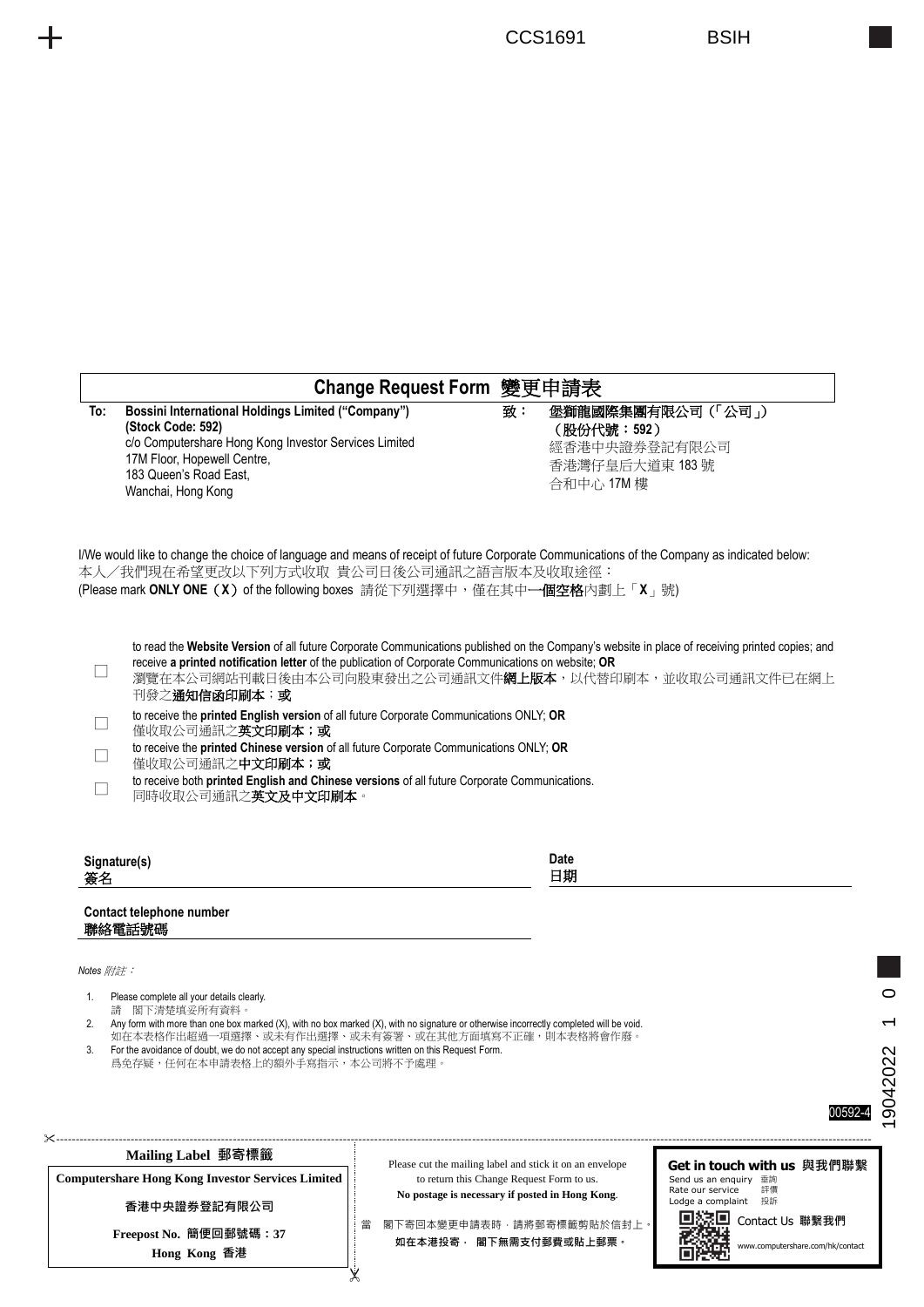# Change Request Form 變更申請表

**To:** **Bossini International Holdings Limited ("Company")**
**(Stock Code: 592)**
c/o Computershare Hong Kong Investor Services Limited
17M Floor, Hopewell Centre,
183 Queen's Road East,
Wanchai, Hong Kong

**致：** **堡獅龍國際集團有限公司（「公司」）**
**（股份代號：592）**
經香港中央證券登記有限公司
香港灣仔皇后大道東 183 號
合和中心 17M 樓

I/We would like to change the choice of language and means of receipt of future Corporate Communications of the Company as indicated below:
本人╱我們現在希望更改以下列方式收取 貴公司日後公司通訊之語言版本及收取途徑：
(Please mark **ONLY ONE** (**X**) of the following boxes 請從下列選擇中，僅在其中**一個空格**內劃上「**X**」號)

☐ to read the **Website Version** of all future Corporate Communications published on the Company's website in place of receiving printed copies; and receive **a printed notification letter** of the publication of Corporate Communications on website; **OR**
瀏覽在本公司網站刊載日後由本公司向股東發出之公司通訊文件**網上版本**，以代替印刷本，並收取公司通訊文件已在網上刊發之**通知信函印刷本；或**

☐ to receive the **printed English version** of all future Corporate Communications ONLY; **OR**
僅收取公司通訊之**英文印刷本；或**

☐ to receive the **printed Chinese version** of all future Corporate Communications ONLY; **OR**
僅收取公司通訊之**中文印刷本；或**

☐ to receive both **printed English and Chinese versions** of all future Corporate Communications.
同時收取公司通訊之**英文及中文印刷本**。

**Signature(s)**
**簽名** ______________________

**Date**
**日期** ______________________

**Contact telephone number**
**聯絡電話號碼** ______________________

*Notes 附註：*

1. Please complete all your details clearly.
   請 閣下清楚填妥所有資料。
2. Any form with more than one box marked (X), with no box marked (X), with no signature or otherwise incorrectly completed will be void.
   如在本表格作出超過一項選擇、或未有作出選擇、或未有簽署、或在其他方面填寫不正確，則本表格將會作廢。
3. For the avoidance of doubt, we do not accept any special instructions written on this Request Form.
   爲免存疑，任何在本申請表格上的額外手寫指示，本公司將不予處理。

00592-4

---

**Mailing Label 郵寄標籤**

**Computershare Hong Kong Investor Services Limited**
**香港中央證券登記有限公司**
**Freepost No. 簡便回郵號碼：37**
**Hong Kong 香港**

Please cut the mailing label and stick it on an envelope to return this Change Request Form to us.
**No postage is necessary if posted in Hong Kong**.
當 閣下寄回本變更申請表時，請將郵寄標籤剪貼於信封上。
**如在本港投寄， 閣下無需支付郵費或貼上郵票。**

**Get in touch with us 與我們聯繫**
Send us an enquiry 查詢
Rate our service 評價
Lodge a complaint 投訴
Contact Us 聯繫我們
www.computershare.com/hk/contact